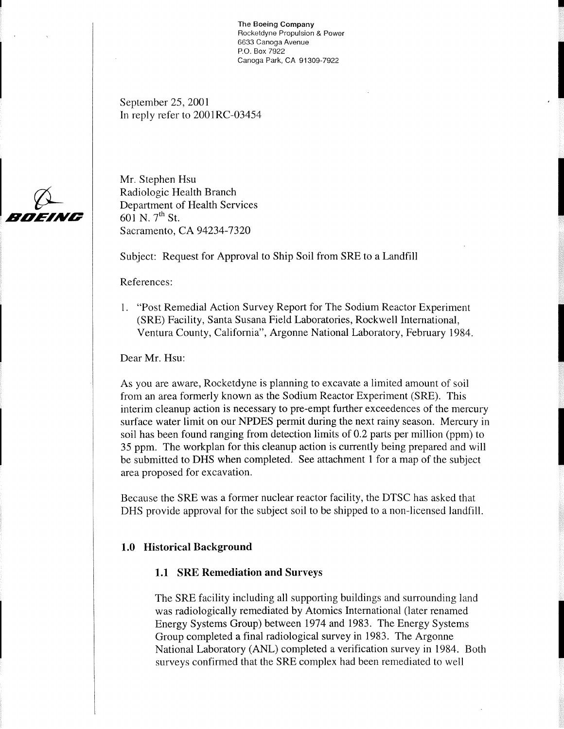The Boeing Company
Rocketdyne Propulsion & Power
6633 Canoga Avenue
P.O. Box 7922
Canoga Park, CA 91309-7922

September 25, 2001
In reply refer to 2001RC-03454

Mr. Stephen Hsu
Radiologic Health Branch
Department of Health Services
601 N. 7th St.
Sacramento, CA 94234-7320

Subject: Request for Approval to Ship Soil from SRE to a Landfill

References:

1. "Post Remedial Action Survey Report for The Sodium Reactor Experiment (SRE) Facility, Santa Susana Field Laboratories, Rockwell International, Ventura County, California", Argonne National Laboratory, February 1984.

Dear Mr. Hsu:

As you are aware, Rocketdyne is planning to excavate a limited amount of soil from an area formerly known as the Sodium Reactor Experiment (SRE). This interim cleanup action is necessary to pre-empt further exceedences of the mercury surface water limit on our NPDES permit during the next rainy season. Mercury in soil has been found ranging from detection limits of 0.2 parts per million (ppm) to 35 ppm. The workplan for this cleanup action is currently being prepared and will be submitted to DHS when completed. See attachment 1 for a map of the subject area proposed for excavation.

Because the SRE was a former nuclear reactor facility, the DTSC has asked that DHS provide approval for the subject soil to be shipped to a non-licensed landfill.

## 1.0 Historical Background

### 1.1 SRE Remediation and Surveys

The SRE facility including all supporting buildings and surrounding land was radiologically remediated by Atomics International (later renamed Energy Systems Group) between 1974 and 1983. The Energy Systems Group completed a final radiological survey in 1983. The Argonne National Laboratory (ANL) completed a verification survey in 1984. Both surveys confirmed that the SRE complex had been remediated to well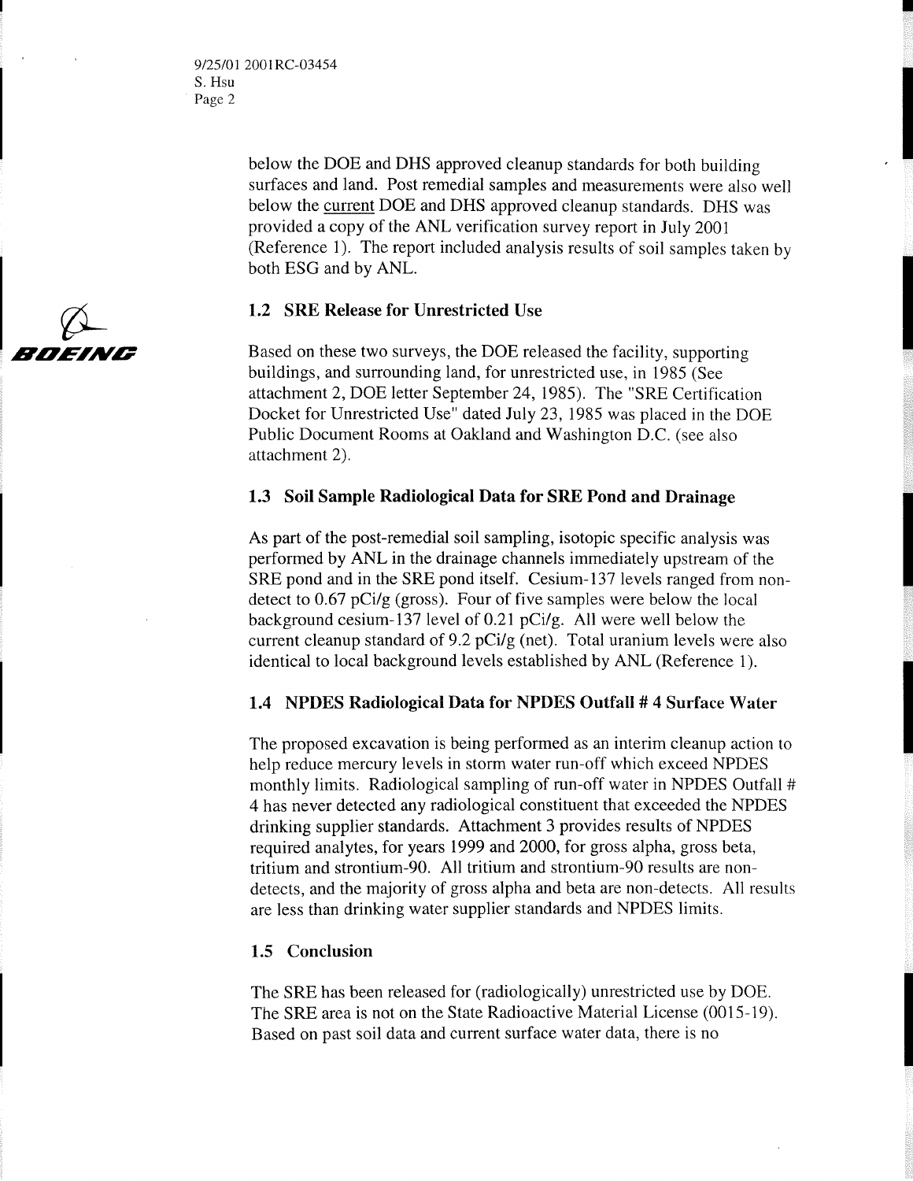below the DOE and DHS approved cleanup standards for both building surfaces and land. Post remedial samples and measurements were also well below the current DOE and DHS approved cleanup standards. DHS was provided a copy of the ANL verification survey report in July 2001 (Reference 1). The report included analysis results of soil samples taken by both ESG and by ANL.

### 1.2 SRE Release for Unrestricted Use

Based on these two surveys, the DOE released the facility, supporting buildings, and surrounding land, for unrestricted use, in 1985 (See attachment 2, DOE letter September 24, 1985). The "SRE Certification Docket for Unrestricted Use" dated July 23, 1985 was placed in the DOE Public Document Rooms at Oakland and Washington D.C. (see also attachment 2).

### 1.3 Soil Sample Radiological Data for SRE Pond and Drainage

As part of the post-remedial soil sampling, isotopic specific analysis was performed by ANL in the drainage channels immediately upstream of the SRE pond and in the SRE pond itself. Cesium-137 levels ranged from non-detect to 0.67 pCi/g (gross). Four of five samples were below the local background cesium-137 level of 0.21 pCi/g. All were well below the current cleanup standard of 9.2 pCi/g (net). Total uranium levels were also identical to local background levels established by ANL (Reference 1).

### 1.4 NPDES Radiological Data for NPDES Outfall # 4 Surface Water

The proposed excavation is being performed as an interim cleanup action to help reduce mercury levels in storm water run-off which exceed NPDES monthly limits. Radiological sampling of run-off water in NPDES Outfall # 4 has never detected any radiological constituent that exceeded the NPDES drinking supplier standards. Attachment 3 provides results of NPDES required analytes, for years 1999 and 2000, for gross alpha, gross beta, tritium and strontium-90. All tritium and strontium-90 results are non-detects, and the majority of gross alpha and beta are non-detects. All results are less than drinking water supplier standards and NPDES limits.

### 1.5 Conclusion

The SRE has been released for (radiologically) unrestricted use by DOE. The SRE area is not on the State Radioactive Material License (0015-19). Based on past soil data and current surface water data, there is no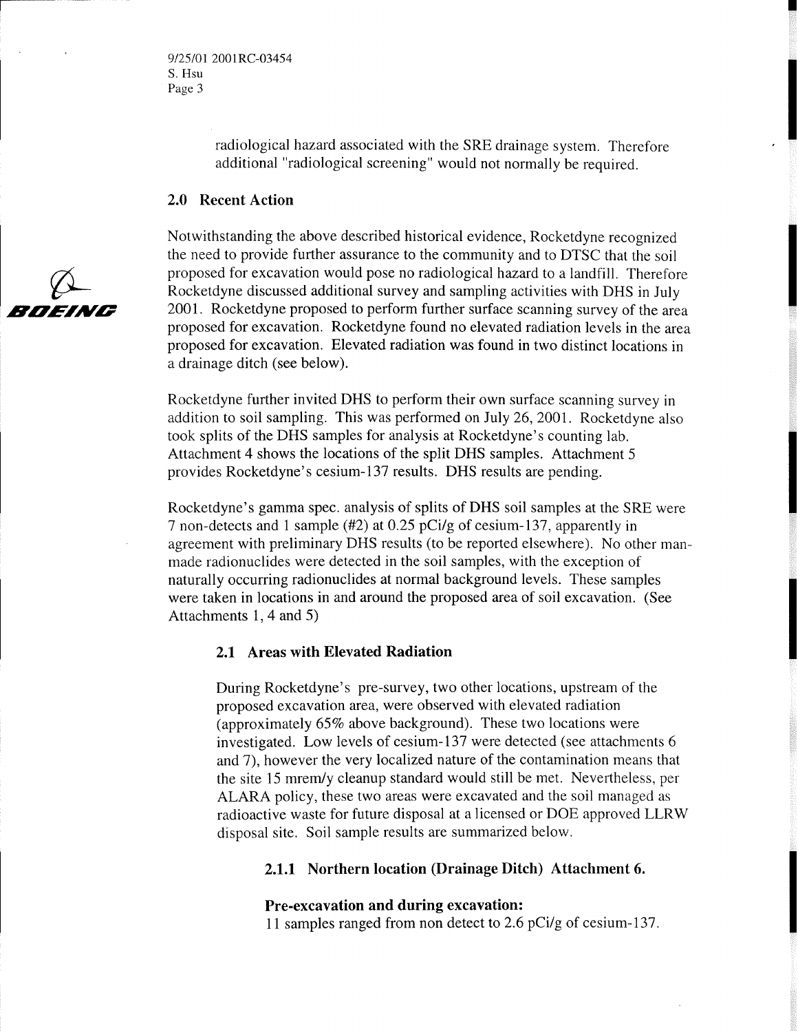radiological hazard associated with the SRE drainage system. Therefore additional "radiological screening" would not normally be required.

## 2.0 Recent Action

Notwithstanding the above described historical evidence, Rocketdyne recognized the need to provide further assurance to the community and to DTSC that the soil proposed for excavation would pose no radiological hazard to a landfill. Therefore Rocketdyne discussed additional survey and sampling activities with DHS in July 2001. Rocketdyne proposed to perform further surface scanning survey of the area proposed for excavation. Rocketdyne found no elevated radiation levels in the area proposed for excavation. Elevated radiation was found in two distinct locations in a drainage ditch (see below).

Rocketdyne further invited DHS to perform their own surface scanning survey in addition to soil sampling. This was performed on July 26, 2001. Rocketdyne also took splits of the DHS samples for analysis at Rocketdyne's counting lab. Attachment 4 shows the locations of the split DHS samples. Attachment 5 provides Rocketdyne's cesium-137 results. DHS results are pending.

Rocketdyne's gamma spec. analysis of splits of DHS soil samples at the SRE were 7 non-detects and 1 sample (#2) at 0.25 pCi/g of cesium-137, apparently in agreement with preliminary DHS results (to be reported elsewhere). No other man-made radionuclides were detected in the soil samples, with the exception of naturally occurring radionuclides at normal background levels. These samples were taken in locations in and around the proposed area of soil excavation. (See Attachments 1, 4 and 5)

### 2.1 Areas with Elevated Radiation

During Rocketdyne's pre-survey, two other locations, upstream of the proposed excavation area, were observed with elevated radiation (approximately 65% above background). These two locations were investigated. Low levels of cesium-137 were detected (see attachments 6 and 7), however the very localized nature of the contamination means that the site 15 mrem/y cleanup standard would still be met. Nevertheless, per ALARA policy, these two areas were excavated and the soil managed as radioactive waste for future disposal at a licensed or DOE approved LLRW disposal site. Soil sample results are summarized below.

#### 2.1.1 Northern location (Drainage Ditch) Attachment 6.

**Pre-excavation and during excavation:**
11 samples ranged from non detect to 2.6 pCi/g of cesium-137.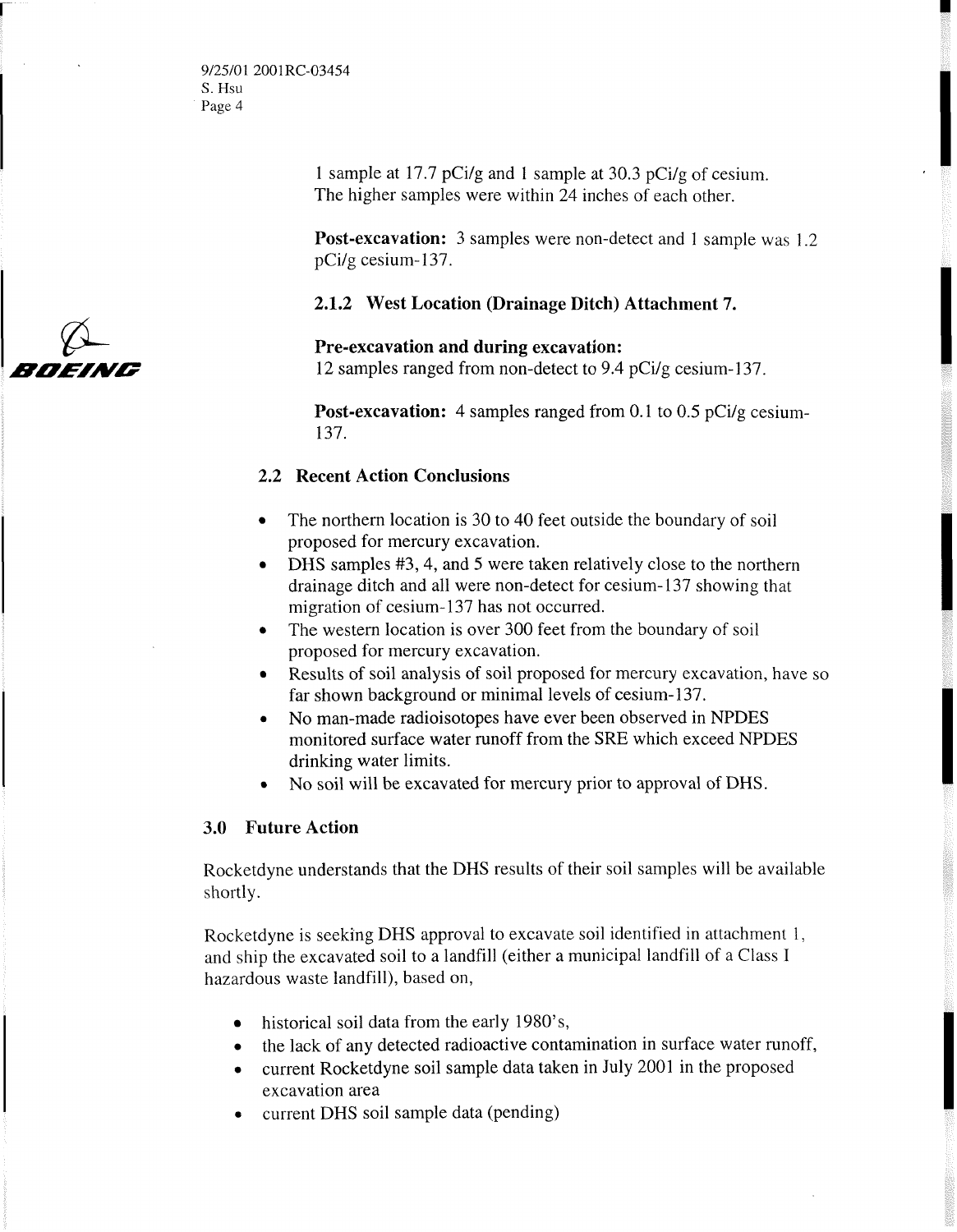1 sample at 17.7 pCi/g and 1 sample at 30.3 pCi/g of cesium. The higher samples were within 24 inches of each other.

**Post-excavation:** 3 samples were non-detect and 1 sample was 1.2 pCi/g cesium-137.

#### 2.1.2 West Location (Drainage Ditch) Attachment 7.

**Pre-excavation and during excavation:**
12 samples ranged from non-detect to 9.4 pCi/g cesium-137.

**Post-excavation:** 4 samples ranged from 0.1 to 0.5 pCi/g cesium-137.

### 2.2 Recent Action Conclusions

- The northern location is 30 to 40 feet outside the boundary of soil proposed for mercury excavation.
- DHS samples #3, 4, and 5 were taken relatively close to the northern drainage ditch and all were non-detect for cesium-137 showing that migration of cesium-137 has not occurred.
- The western location is over 300 feet from the boundary of soil proposed for mercury excavation.
- Results of soil analysis of soil proposed for mercury excavation, have so far shown background or minimal levels of cesium-137.
- No man-made radioisotopes have ever been observed in NPDES monitored surface water runoff from the SRE which exceed NPDES drinking water limits.
- No soil will be excavated for mercury prior to approval of DHS.

## 3.0 Future Action

Rocketdyne understands that the DHS results of their soil samples will be available shortly.

Rocketdyne is seeking DHS approval to excavate soil identified in attachment 1, and ship the excavated soil to a landfill (either a municipal landfill of a Class I hazardous waste landfill), based on,

- historical soil data from the early 1980's,
- the lack of any detected radioactive contamination in surface water runoff,
- current Rocketdyne soil sample data taken in July 2001 in the proposed excavation area
- current DHS soil sample data (pending)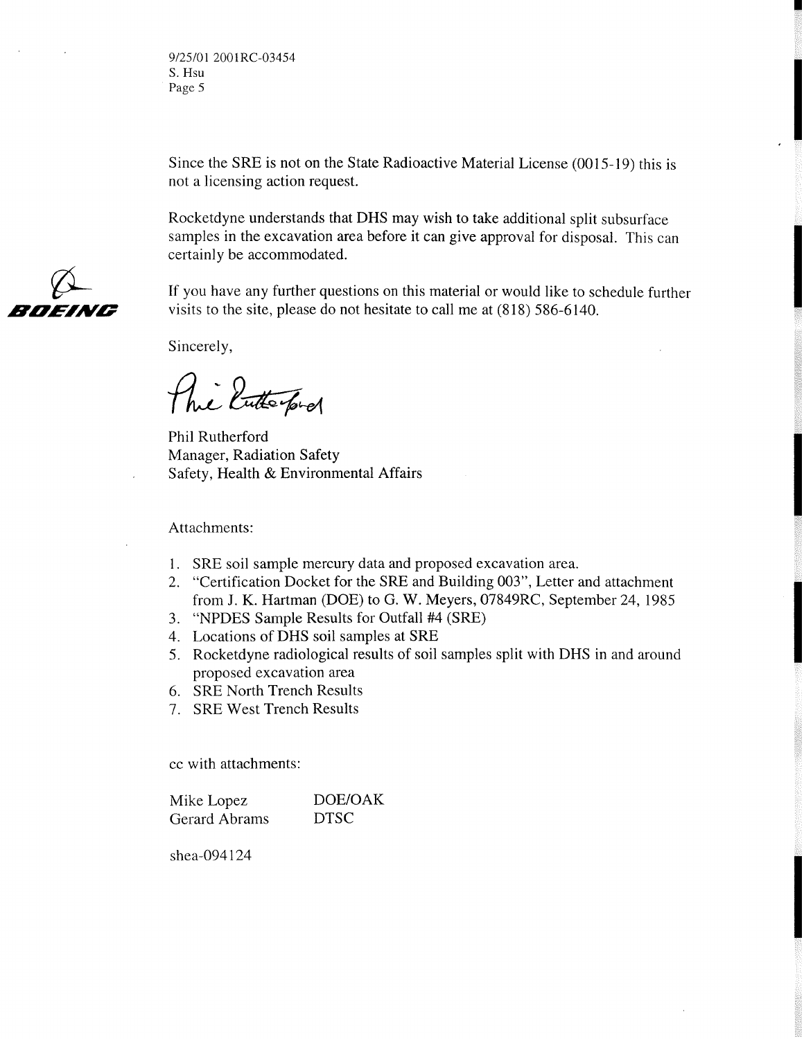9/25/01 2001RC-03454
S. Hsu
Page 5

Since the SRE is not on the State Radioactive Material License (0015-19) this is not a licensing action request.

Rocketdyne understands that DHS may wish to take additional split subsurface samples in the excavation area before it can give approval for disposal. This can certainly be accommodated.

If you have any further questions on this material or would like to schedule further visits to the site, please do not hesitate to call me at (818) 586-6140.

Sincerely,

Phil Rutherford

Phil Rutherford
Manager, Radiation Safety
Safety, Health & Environmental Affairs

Attachments:

1. SRE soil sample mercury data and proposed excavation area.
2. "Certification Docket for the SRE and Building 003", Letter and attachment from J. K. Hartman (DOE) to G. W. Meyers, 07849RC, September 24, 1985
3. "NPDES Sample Results for Outfall #4 (SRE)
4. Locations of DHS soil samples at SRE
5. Rocketdyne radiological results of soil samples split with DHS in and around proposed excavation area
6. SRE North Trench Results
7. SRE West Trench Results

cc with attachments:

| | |
|---|---|
| Mike Lopez | DOE/OAK |
| Gerard Abrams | DTSC |

shea-094124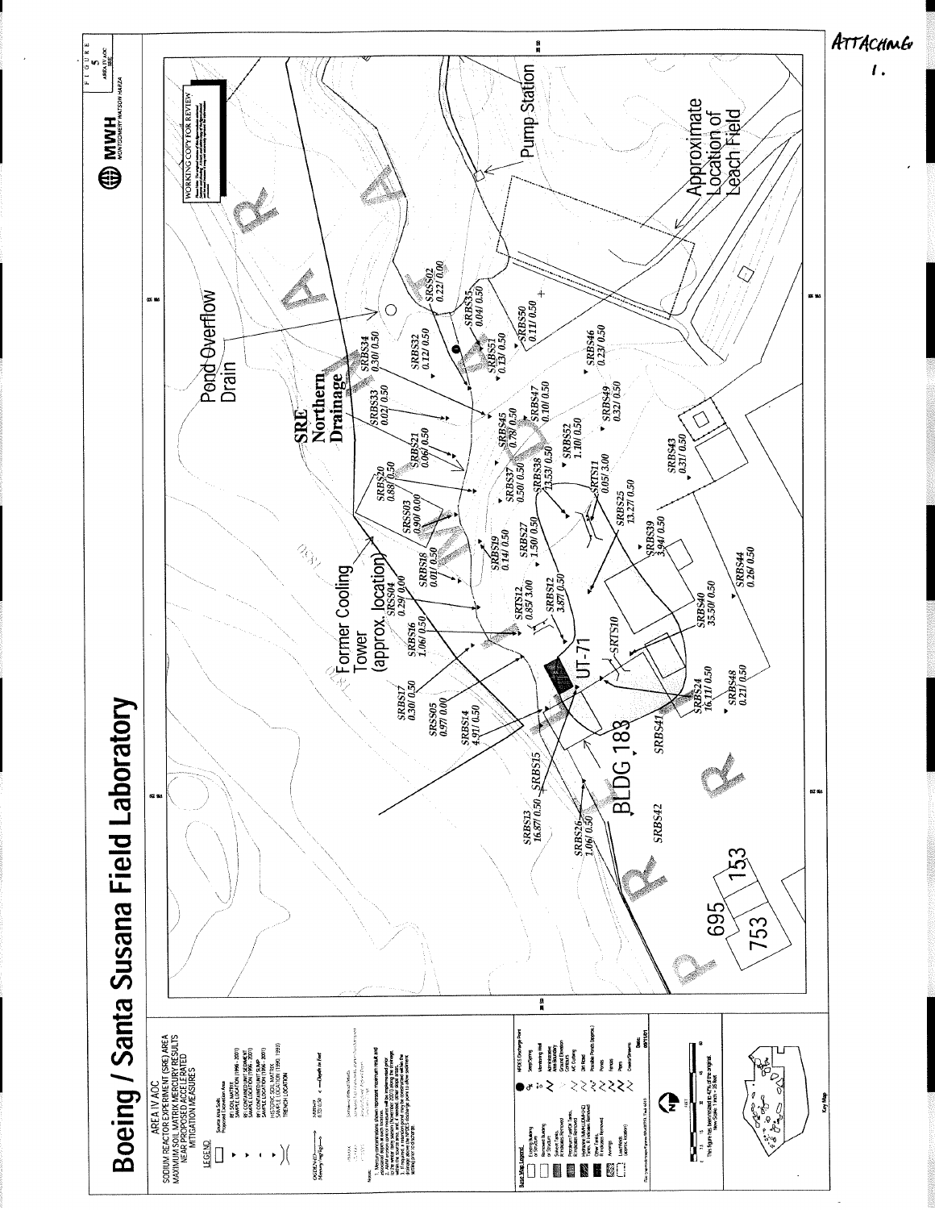ATTACHMENT 1.

# Boeing / Santa Susana Field Laboratory

AREA IV AOC
SODIUM REACTOR EXPERIMENT (SRE) AREA
MAXIMUM SOIL MATRIX MERCURY RESULTS
NEAR PROPOSED ACCELERATED
MITIGATION MEASURES

FIGURE 5
AREA IV AOC
SRE

MWH
MONTGOMERY WATSON HARZA

WORKING COPY FOR REVIEW

LEGEND

- Source Area Soils Proposed Excavation Area
- RFI SOIL MATRIX SAMPLE LOCATION (1996 - 2001)
- RFI CONTAINED UNIT SEDIMENT SAMPLE LOCATION (1996 - 2001)
- RFI CONTAINED UNIT SUMP SAMPLE LOCATION (1996 - 2001)
- HISTORIC SOIL MATRIX SAMPLE LOCATION (1990 - 1993)
- TRENCH LOCATION

Pond Overflow Drain

Pump Station

Approximate Location of Leach Field

SRE Northern Drainage

Former Cooling Tower (approx. location)

UT-71

BLDG 183

SRSS02 0.22/ 0.00
SRBS35 0.04/ 0.50
SRBS34 0.30/ 0.50
SRBS32 0.12/ 0.50
SRBS51 0.13/ 0.50
SRBS50 0.11/ 0.50
SRBS46 0.23/ 0.50
SRBS33 0.02/ 0.50
SRBS45 0.78/ 0.50
SRBS47 0.10/ 0.50
SRBS49 0.32/ 0.50
SRBS21 0.06/ 0.50
SRBS20 0.88/ 0.50
SRBS52 1.10/ 0.50
SRBS37 0.50/ 0.50
SRBS38 13.53/ 0.50
SRTS11 0.05/ 3.00
SRBS43 0.31/ 0.50
SRSS03 0.90/ 0.00
SRBS19 0.14/ 0.50
SRBS27 1.50/ 0.50
SRBS25 13.27/ 0.50
SRBS39 3.94/ 0.50
SRBS18 0.01/ 0.50
SRSS04 0.29/ 0.00
SRTS12 0.85/ 3.00
SRBS12 3.87/ 0.50
SRBS44 0.26/ 0.50
SRBS16 1.06/ 0.50
SRBS40 35.50/ 0.50
SRTS10
SRBS17 0.30/ 0.50
SRSS05 0.97/ 0.00
SRBS14 4.91/ 0.50
SRBS24 16.11/ 0.50
SRBS48 0.21/ 0.50
SRBS41
SRBS15
SRBS13 16.87/ 0.50
SRBS26 1.06/ 0.50
SRBS42

695
753
153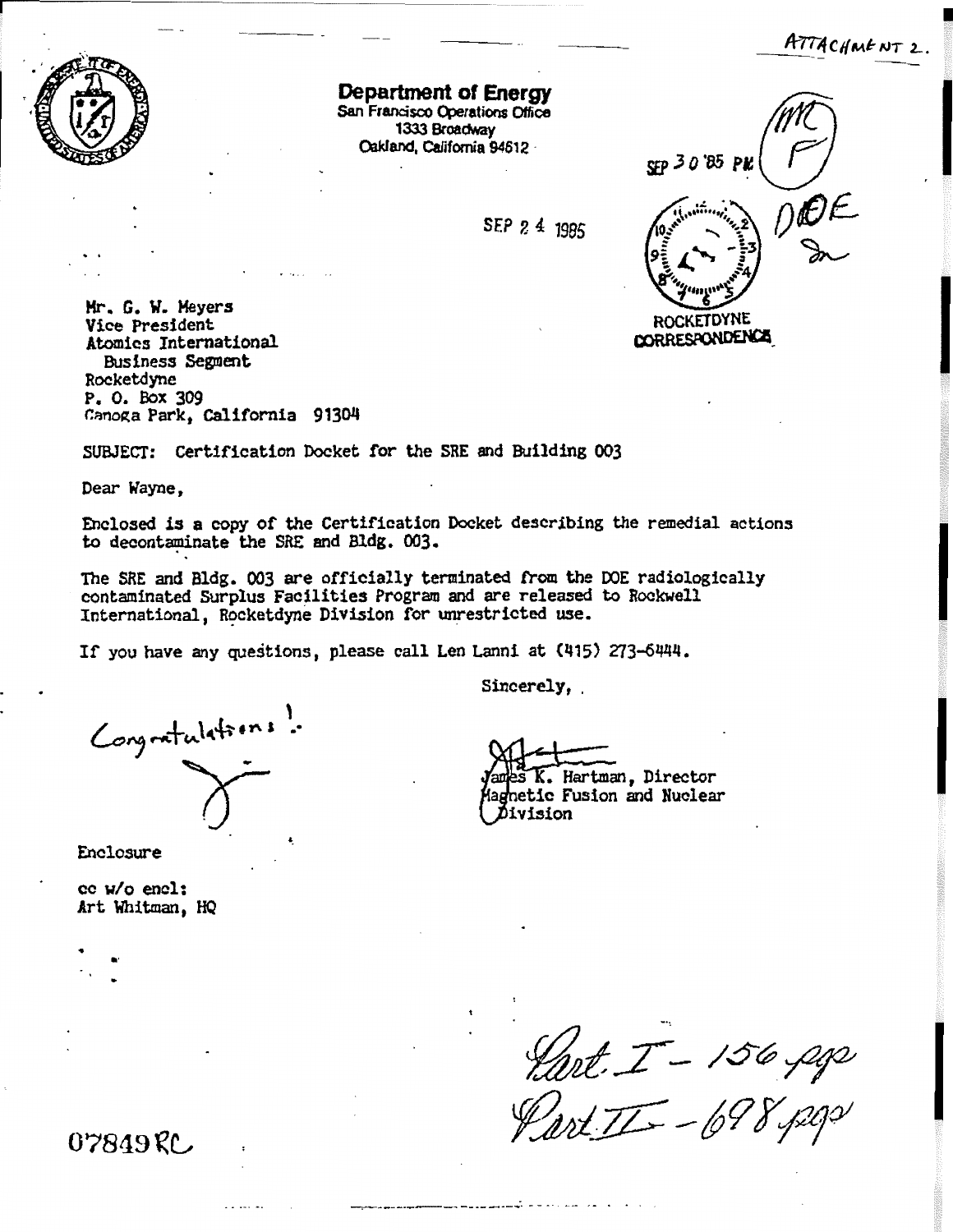ATTACHMENT 2.

**Department of Energy**
San Francisco Operations Office
1333 Broadway
Oakland, California 94612

SEP 24 1985

SEP 30 '85 PM

ROCKETDYNE CORRESPONDENCE

MC
F
DOE

Mr. G. W. Meyers
Vice President
Atomics International
Business Segment
Rocketdyne
P. O. Box 309
Canoga Park, California 91304

SUBJECT: Certification Docket for the SRE and Building 003

Dear Wayne,

Enclosed is a copy of the Certification Docket describing the remedial actions to decontaminate the SRE and Bldg. 003.

The SRE and Bldg. 003 are officially terminated from the DOE radiologically contaminated Surplus Facilities Program and are released to Rockwell International, Rocketdyne Division for unrestricted use.

If you have any questions, please call Len Lanni at (415) 273-6444.

Sincerely,

James K. Hartman, Director
Magnetic Fusion and Nuclear Division

Congratulations!

Enclosure

cc w/o encl:
Art Whitman, HQ

Part I - 156 pgs
Part II - 698 pgs

07849RC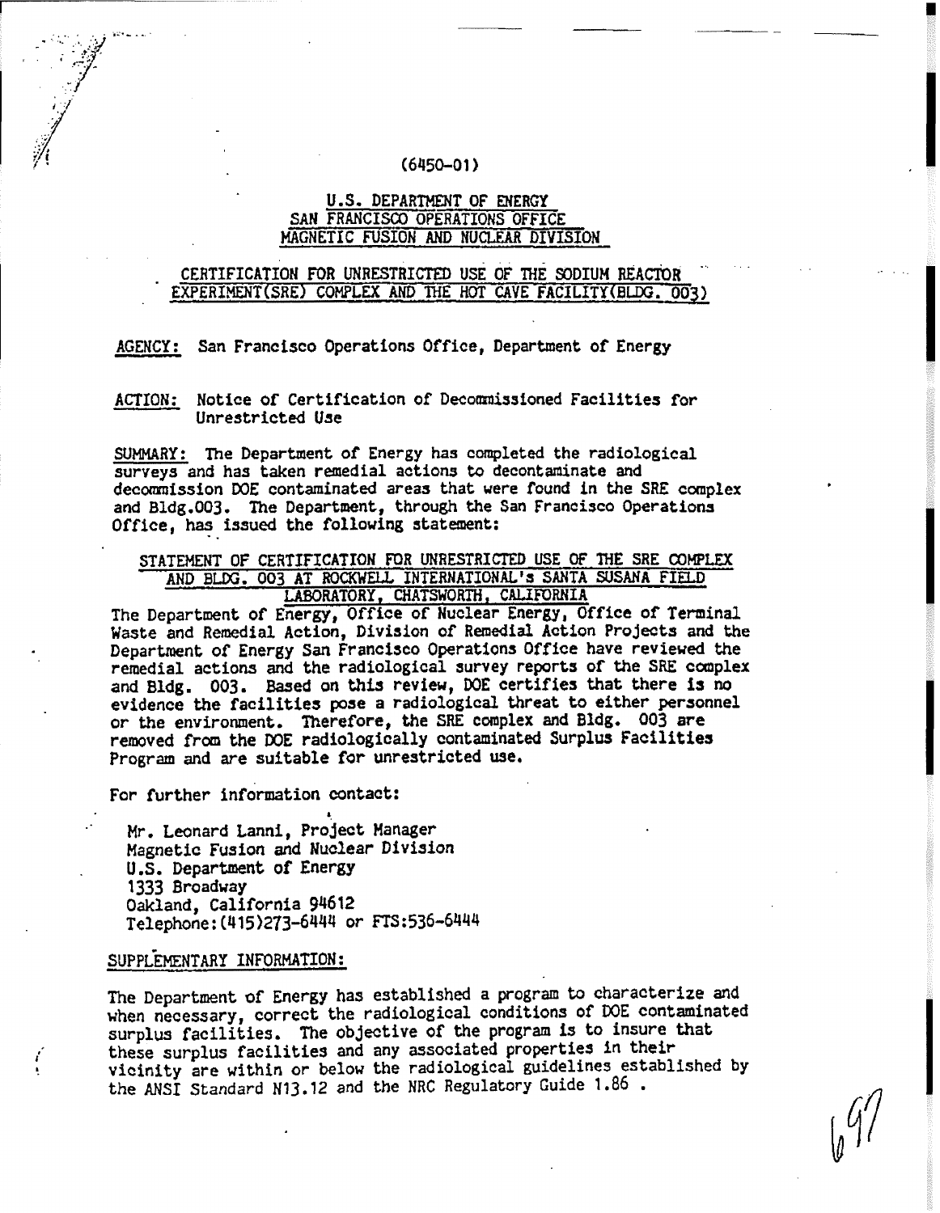(6450-01)

**U.S. DEPARTMENT OF ENERGY**
**SAN FRANCISCO OPERATIONS OFFICE**
**MAGNETIC FUSION AND NUCLEAR DIVISION**

**CERTIFICATION FOR UNRESTRICTED USE OF THE SODIUM REACTOR EXPERIMENT(SRE) COMPLEX AND THE HOT CAVE FACILITY(BLDG. 003)**

AGENCY: San Francisco Operations Office, Department of Energy

ACTION: Notice of Certification of Decommissioned Facilities for Unrestricted Use

SUMMARY: The Department of Energy has completed the radiological surveys and has taken remedial actions to decontaminate and decommission DOE contaminated areas that were found in the SRE complex and Bldg.003. The Department, through the San Francisco Operations Office, has issued the following statement:

**STATEMENT OF CERTIFICATION FOR UNRESTRICTED USE OF THE SRE COMPLEX AND BLDG. 003 AT ROCKWELL INTERNATIONAL's SANTA SUSANA FIELD LABORATORY, CHATSWORTH, CALIFORNIA**

The Department of Energy, Office of Nuclear Energy, Office of Terminal Waste and Remedial Action, Division of Remedial Action Projects and the Department of Energy San Francisco Operations Office have reviewed the remedial actions and the radiological survey reports of the SRE complex and Bldg. 003. Based on this review, DOE certifies that there is no evidence the facilities pose a radiological threat to either personnel or the environment. Therefore, the SRE complex and Bldg. 003 are removed from the DOE radiologically contaminated Surplus Facilities Program and are suitable for unrestricted use.

For further information contact:

Mr. Leonard Lanni, Project Manager
Magnetic Fusion and Nuclear Division
U.S. Department of Energy
1333 Broadway
Oakland, California 94612
Telephone:(415)273-6444 or FTS:536-6444

SUPPLEMENTARY INFORMATION:

The Department of Energy has established a program to characterize and when necessary, correct the radiological conditions of DOE contaminated surplus facilities. The objective of the program is to insure that these surplus facilities and any associated properties in their vicinity are within or below the radiological guidelines established by the ANSI Standard N13.12 and the NRC Regulatory Guide 1.86 .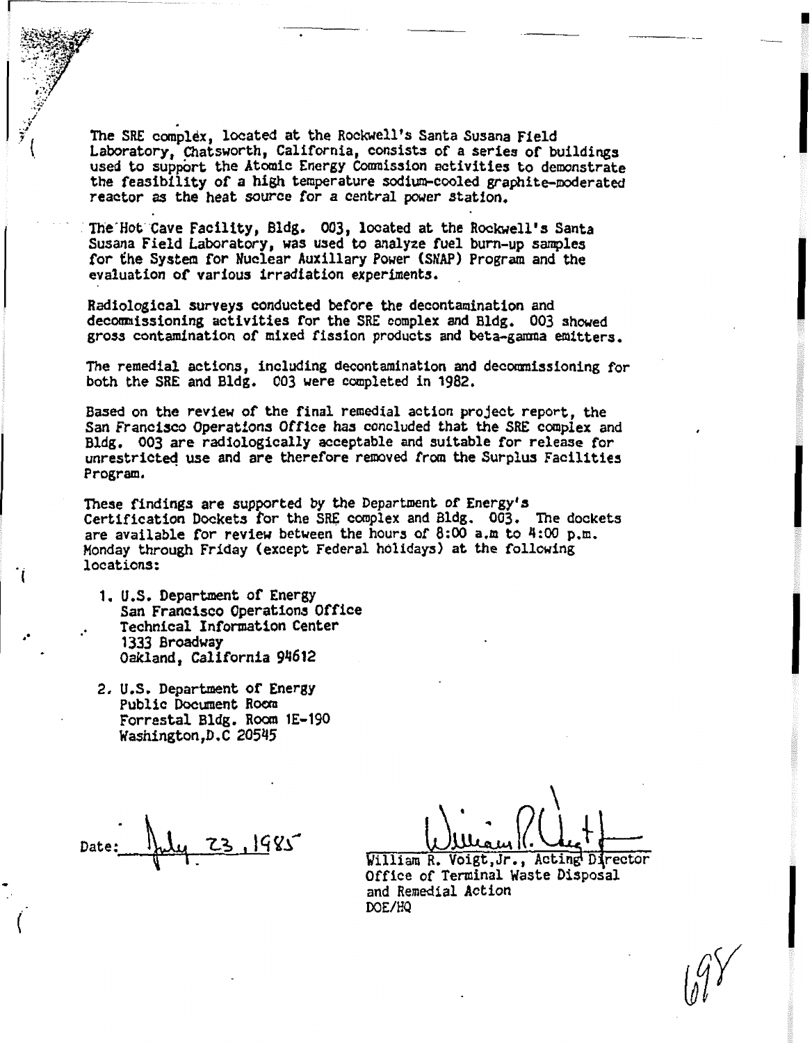The SRE complex, located at the Rockwell's Santa Susana Field Laboratory, Chatsworth, California, consists of a series of buildings used to support the Atomic Energy Commission activities to demonstrate the feasibility of a high temperature sodium-cooled graphite-moderated reactor as the heat source for a central power station.

The Hot Cave Facility, Bldg. 003, located at the Rockwell's Santa Susana Field Laboratory, was used to analyze fuel burn-up samples for the System for Nuclear Auxillary Power (SNAP) Program and the evaluation of various irradiation experiments.

Radiological surveys conducted before the decontamination and decommissioning activities for the SRE complex and Bldg. 003 showed gross contamination of mixed fission products and beta-gamma emitters.

The remedial actions, including decontamination and decommissioning for both the SRE and Bldg. 003 were completed in 1982.

Based on the review of the final remedial action project report, the San Francisco Operations Office has concluded that the SRE complex and Bldg. 003 are radiologically acceptable and suitable for release for unrestricted use and are therefore removed from the Surplus Facilities Program.

These findings are supported by the Department of Energy's Certification Dockets for the SRE complex and Bldg. 003. The dockets are available for review between the hours of 8:00 a.m to 4:00 p.m. Monday through Friday (except Federal holidays) at the following locations:

1. U.S. Department of Energy
   San Francisco Operations Office
   Technical Information Center
   1333 Broadway
   Oakland, California 94612

2. U.S. Department of Energy
   Public Document Room
   Forrestal Bldg. Room 1E-190
   Washington,D.C 20545

Date: July 23, 1985

William R. Voigt,Jr., Acting Director
Office of Terminal Waste Disposal
and Remedial Action
DOE/HQ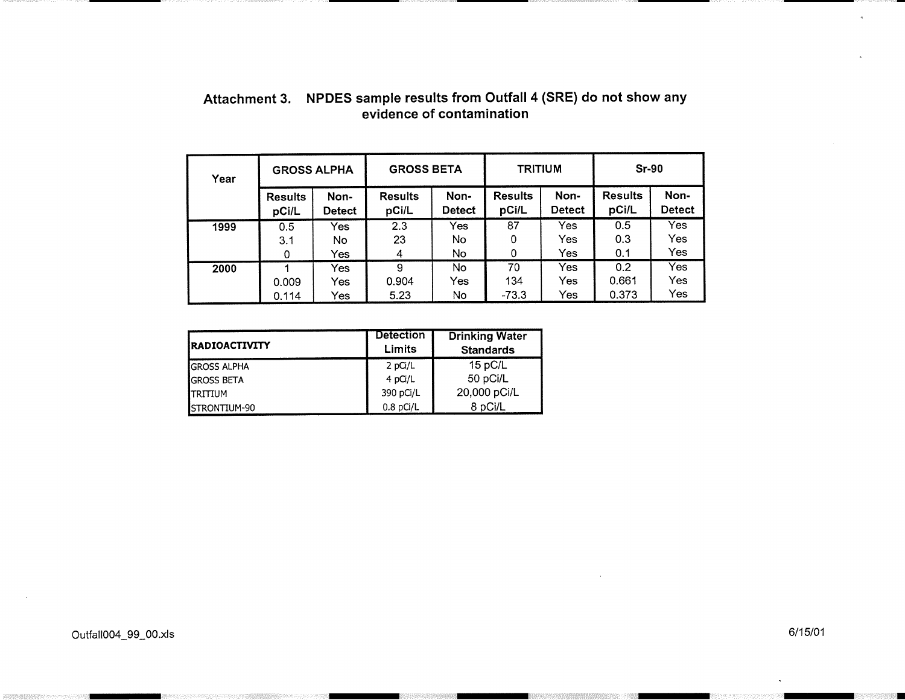## Attachment 3. NPDES sample results from Outfall 4 (SRE) do not show any evidence of contamination

| Year | GROSS ALPHA | | GROSS BETA | | TRITIUM | | Sr-90 | |
|---|---|---|---|---|---|---|---|---|
| | Results pCi/L | Non-Detect | Results pCi/L | Non-Detect | Results pCi/L | Non-Detect | Results pCi/L | Non-Detect |
| **1999** | 0.5 | Yes | 2.3 | Yes | 87 | Yes | 0.5 | Yes |
| | 3.1 | No | 23 | No | 0 | Yes | 0.3 | Yes |
| | 0 | Yes | 4 | No | 0 | Yes | 0.1 | Yes |
| **2000** | 1 | Yes | 9 | No | 70 | Yes | 0.2 | Yes |
| | 0.009 | Yes | 0.904 | Yes | 134 | Yes | 0.661 | Yes |
| | 0.114 | Yes | 5.23 | No | -73.3 | Yes | 0.373 | Yes |

| RADIOACTIVITY | Detection Limits | Drinking Water Standards |
|---|---|---|
| GROSS ALPHA | 2 pCi/L | 15 pC/L |
| GROSS BETA | 4 pCi/L | 50 pCi/L |
| TRITIUM | 390 pCi/L | 20,000 pCi/L |
| STRONTIUM-90 | 0.8 pCi/L | 8 pCi/L |

Outfall004_99_00.xls

6/15/01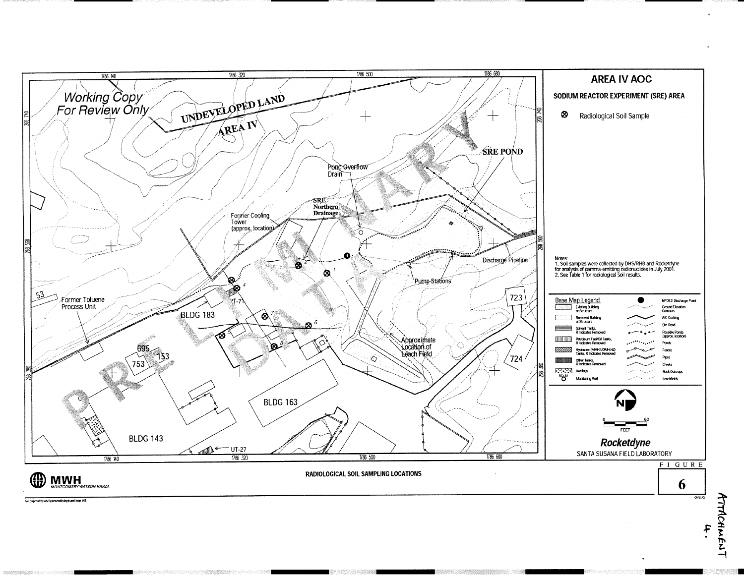Working Copy
For Review Only

PRELIMINARY DATA

# AREA IV AOC

## SODIUM REACTOR EXPERIMENT (SRE) AREA

⊗ Radiological Soil Sample

Notes:
1. Soil samples were collected by DHS/RHB and Rocketdyne for analysis of gamma-emitting radionuclides in July 2001.
2. See Table 1 for radiological soil results.

**Base Map Legend**

| Symbol | Description | Symbol | Description |
|---|---|---|---|
| | Existing Building or Structure | ● | NPDES Discharge Point |
| | Removed Building or Structure | | Ground Elevation Contours |
| | Solvent Tanks, R Indicates Removed | | A/C Curbing |
| | Petroleum Fuel/Oil Tanks, R Indicates Removed | | Dirt Road |
| | Hydrazine (MMH,UDMH,HZ) Tanks, R Indicates Removed | | Possible Ponds (approx. location) |
| | Other Tanks, R Indicates Removed | | Ponds |
| | Awnings | | Fences |
| KD-33 | Monitoring Well | | Pipes |
| | | | Creeks |
| | | | Rock Outcrops |
| | | | Leachfields |

N

0 60
FEET

**Rocketdyne**
SANTA SUSANA FIELD LABORATORY

UNDEVELOPED LAND
AREA IV
SRE POND
Pond Overflow Drain
SRE Northern Drainage
Former Cooling Tower (approx. location)
Discharge Pipeline
Pump Stations
Former Toluene Process Unit
BLDG 183
UT-71
Approximate Location of Leach Field
BLDG 163
BLDG 143
UT-27
53
695
753
153
723
724

1786 140 | 1786 320 | 1786 500 | 1786 680
268 740 | 268 560 | 268 380

MWH
MONTGOMERY WATSON HARZA

RADIOLOGICAL SOIL SAMPLING LOCATIONS

FIGURE 6

ATTACHMENT 4.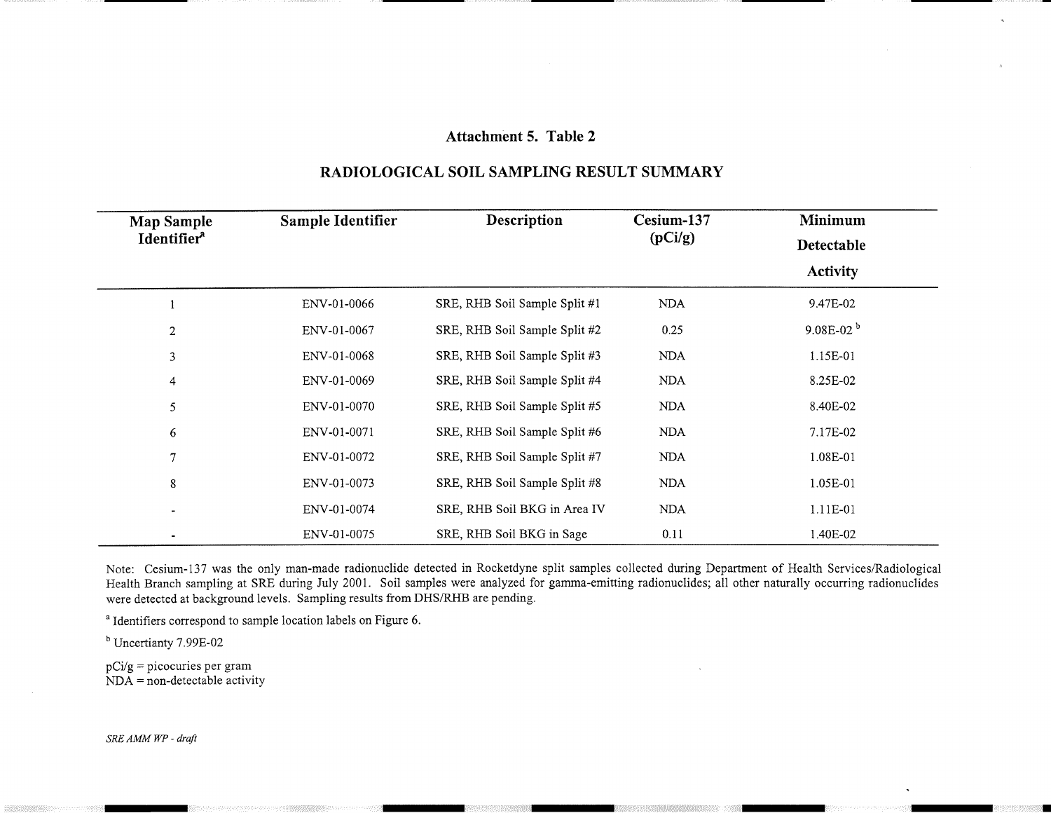# Attachment 5. Table 2

## RADIOLOGICAL SOIL SAMPLING RESULT SUMMARY

| Map Sample Identifier[a] | Sample Identifier | Description | Cesium-137 (pCi/g) | Minimum Detectable Activity |
|---|---|---|---|---|
| 1 | ENV-01-0066 | SRE, RHB Soil Sample Split #1 | NDA | 9.47E-02 |
| 2 | ENV-01-0067 | SRE, RHB Soil Sample Split #2 | 0.25 | 9.08E-02 [b] |
| 3 | ENV-01-0068 | SRE, RHB Soil Sample Split #3 | NDA | 1.15E-01 |
| 4 | ENV-01-0069 | SRE, RHB Soil Sample Split #4 | NDA | 8.25E-02 |
| 5 | ENV-01-0070 | SRE, RHB Soil Sample Split #5 | NDA | 8.40E-02 |
| 6 | ENV-01-0071 | SRE, RHB Soil Sample Split #6 | NDA | 7.17E-02 |
| 7 | ENV-01-0072 | SRE, RHB Soil Sample Split #7 | NDA | 1.08E-01 |
| 8 | ENV-01-0073 | SRE, RHB Soil Sample Split #8 | NDA | 1.05E-01 |
| - | ENV-01-0074 | SRE, RHB Soil BKG in Area IV | NDA | 1.11E-01 |
| - | ENV-01-0075 | SRE, RHB Soil BKG in Sage | 0.11 | 1.40E-02 |

Note: Cesium-137 was the only man-made radionuclide detected in Rocketdyne split samples collected during Department of Health Services/Radiological Health Branch sampling at SRE during July 2001. Soil samples were analyzed for gamma-emitting radionuclides; all other naturally occurring radionuclides were detected at background levels. Sampling results from DHS/RHB are pending.

[a] Identifiers correspond to sample location labels on Figure 6.

[b] Uncertianty 7.99E-02

pCi/g = picocuries per gram
NDA = non-detectable activity

*SRE AMM WP - draft*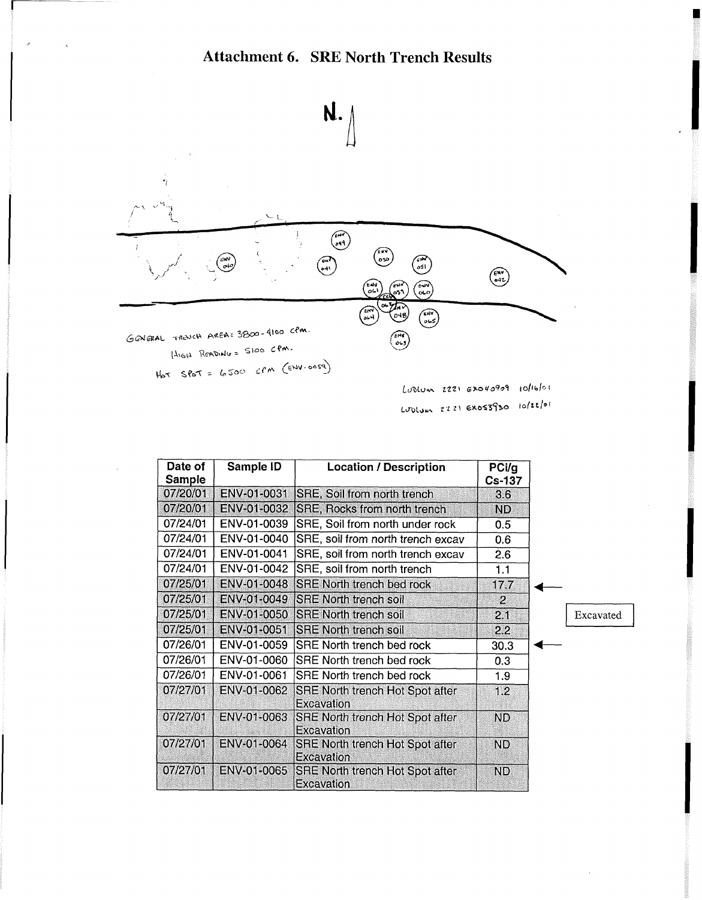# Attachment 6. SRE North Trench Results

N.

ENV 049 · ENV 040 · ENV 041 · ENV 050 · ENV 051 · ENV 042 · ENV 061 · ENV 059 · ENV 060 · ENV 062 · ENV 064 · ENV 048 · ENV 065 · ENV 063

GENERAL TRENCH AREA: 3800 - 4100 CPM.

HIGH READING = 5100 CPM.

HOT SPOT = 6500 CPM (ENV-0059)

LUDLUM 2221 EX040909 10/16/01

LUDLUM 2221 EX053930 10/22/01

| Date of Sample | Sample ID | Location / Description | PCi/g Cs-137 |
|---|---|---|---|
| 07/20/01 | ENV-01-0031 | SRE, Soil from north trench | 3.6 |
| 07/20/01 | ENV-01-0032 | SRE, Rocks from north trench | ND |
| 07/24/01 | ENV-01-0039 | SRE, Soil from north under rock | 0.5 |
| 07/24/01 | ENV-01-0040 | SRE, soil from north trench excav | 0.6 |
| 07/24/01 | ENV-01-0041 | SRE, soil from north trench excav | 2.6 |
| 07/24/01 | ENV-01-0042 | SRE, soil from north trench | 1.1 |
| 07/25/01 | ENV-01-0048 | SRE North trench bed rock | 17.7 ← |
| 07/25/01 | ENV-01-0049 | SRE North trench soil | 2 |
| 07/25/01 | ENV-01-0050 | SRE North trench soil | 2.1 |
| 07/25/01 | ENV-01-0051 | SRE North trench soil | 2.2 |
| 07/26/01 | ENV-01-0059 | SRE North trench bed rock | 30.3 ← |
| 07/26/01 | ENV-01-0060 | SRE North trench bed rock | 0.3 |
| 07/26/01 | ENV-01-0061 | SRE North trench bed rock | 1.9 |
| 07/27/01 | ENV-01-0062 | SRE North trench Hot Spot after Excavation | 1.2 |
| 07/27/01 | ENV-01-0063 | SRE North trench Hot Spot after Excavation | ND |
| 07/27/01 | ENV-01-0064 | SRE North trench Hot Spot after Excavation | ND |
| 07/27/01 | ENV-01-0065 | SRE North trench Hot Spot after Excavation | ND |

Excavated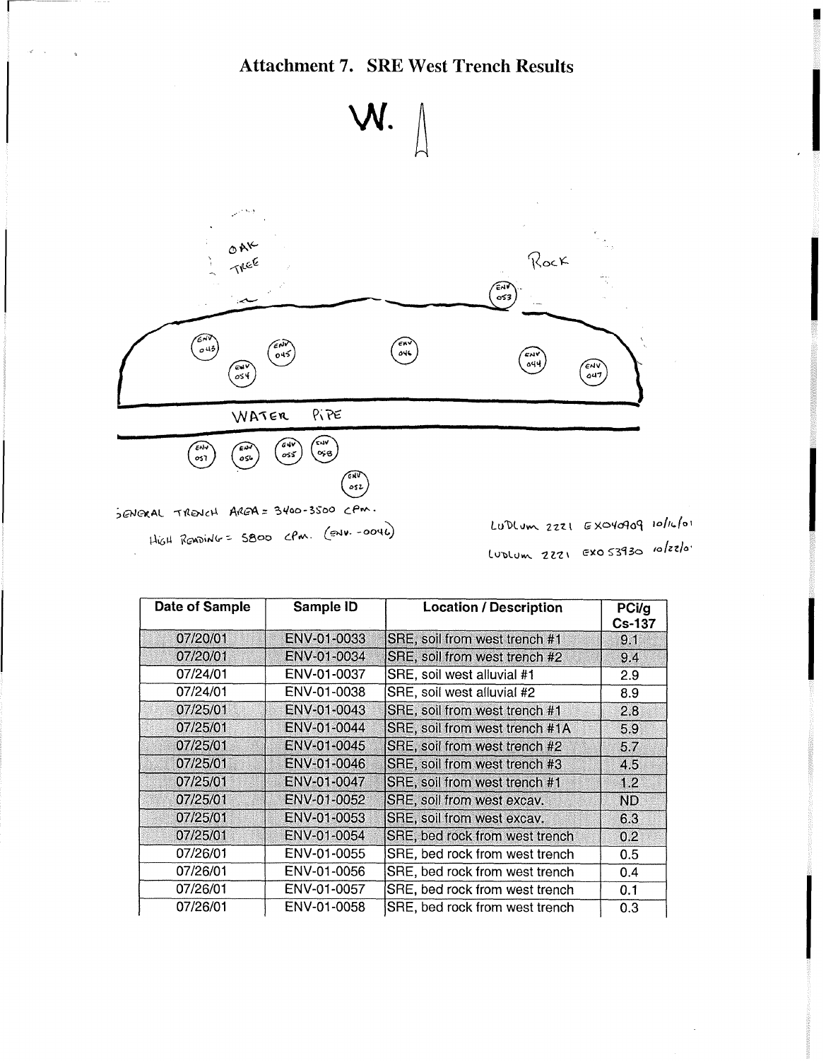# Attachment 7. SRE West Trench Results

W.

OAK TREE

ROCK

ENV 053

ENV 043

ENV 054

ENV 045

ENV 046

ENV 044

ENV 047

WATER PIPE

ENV 057

ENV 056

ENV 055

ENV 058

ENV 052

GENERAL TRENCH AREA = 3400-3500 CPM.

HIGH READING = 5800 CPM. (ENV.-0046)

LUDLUM 2221 EX040909 10/16/01

LUDLUM 2221 EX053930 10/22/01

| Date of Sample | Sample ID | Location / Description | PCi/g Cs-137 |
|---|---|---|---|
| 07/20/01 | ENV-01-0033 | SRE, soil from west trench #1 | 9.1 |
| 07/20/01 | ENV-01-0034 | SRE, soil from west trench #2 | 9.4 |
| 07/24/01 | ENV-01-0037 | SRE, soil west alluvial #1 | 2.9 |
| 07/24/01 | ENV-01-0038 | SRE, soil west alluvial #2 | 8.9 |
| 07/25/01 | ENV-01-0043 | SRE, soil from west trench #1 | 2.8 |
| 07/25/01 | ENV-01-0044 | SRE, soil from west trench #1A | 5.9 |
| 07/25/01 | ENV-01-0045 | SRE, soil from west trench #2 | 5.7 |
| 07/25/01 | ENV-01-0046 | SRE, soil from west trench #3 | 4.5 |
| 07/25/01 | ENV-01-0047 | SRE, soil from west trench #1 | 1.2 |
| 07/25/01 | ENV-01-0052 | SRE, soil from west excav. | ND |
| 07/25/01 | ENV-01-0053 | SRE, soil from west excav. | 6.3 |
| 07/25/01 | ENV-01-0054 | SRE, bed rock from west trench | 0.2 |
| 07/26/01 | ENV-01-0055 | SRE, bed rock from west trench | 0.5 |
| 07/26/01 | ENV-01-0056 | SRE, bed rock from west trench | 0.4 |
| 07/26/01 | ENV-01-0057 | SRE, bed rock from west trench | 0.1 |
| 07/26/01 | ENV-01-0058 | SRE, bed rock from west trench | 0.3 |